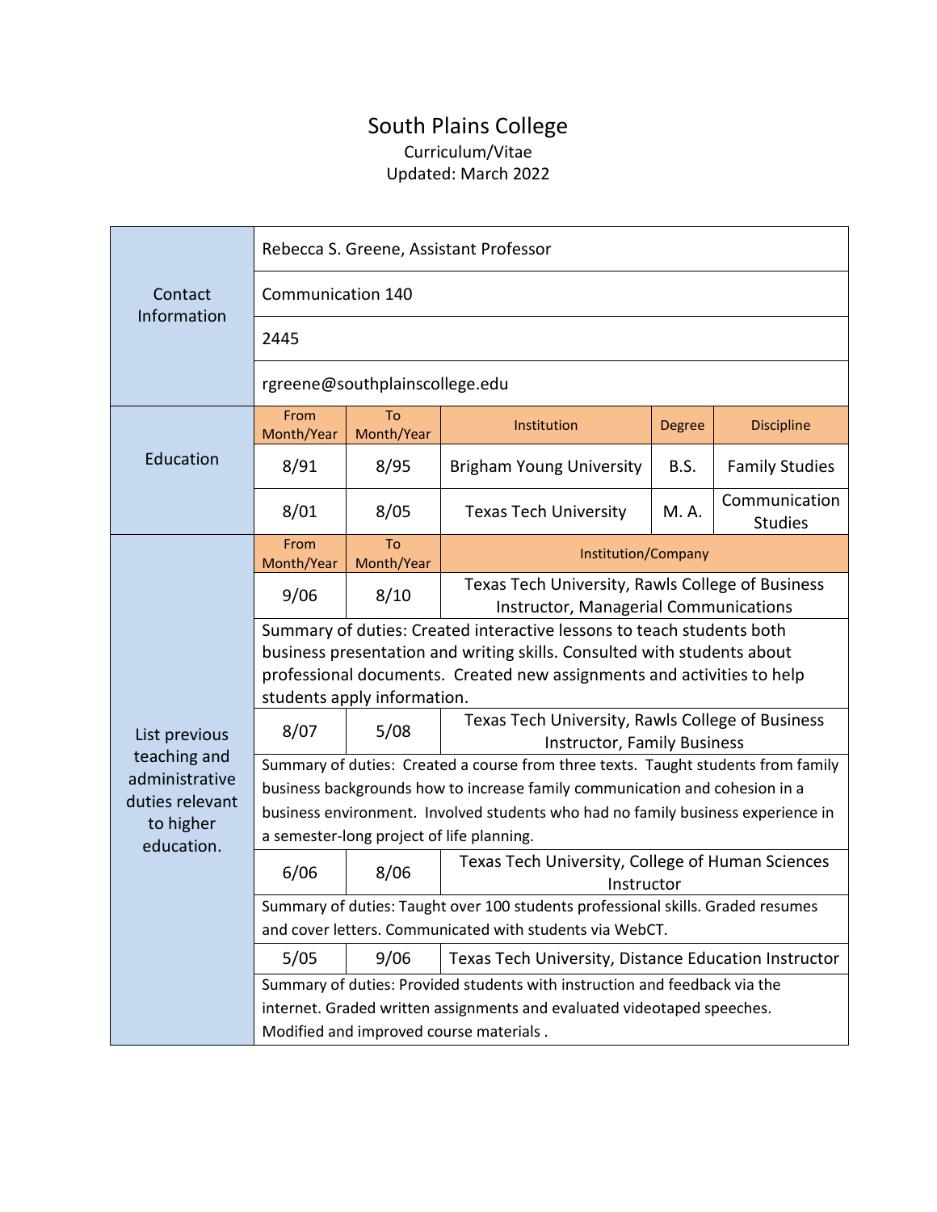# South Plains College

Curriculum/Vitae

Updated: March 2022

## Contact Information

Rebecca S. Greene, Assistant Professor

Communication 140

2445

rgreene@southplainscollege.edu

## Education

| From Month/Year | To Month/Year | Institution | Degree | Discipline |
|---|---|---|---|---|
| 8/91 | 8/95 | Brigham Young University | B.S. | Family Studies |
| 8/01 | 8/05 | Texas Tech University | M. A. | Communication Studies |

## List previous teaching and administrative duties relevant to higher education.

| From Month/Year | To Month/Year | Institution/Company |
|---|---|---|
| 9/06 | 8/10 | Texas Tech University, Rawls College of Business Instructor, Managerial Communications |

Summary of duties: Created interactive lessons to teach students both business presentation and writing skills. Consulted with students about professional documents. Created new assignments and activities to help students apply information.

| From Month/Year | To Month/Year | Institution/Company |
|---|---|---|
| 8/07 | 5/08 | Texas Tech University, Rawls College of Business Instructor, Family Business |

Summary of duties: Created a course from three texts. Taught students from family business backgrounds how to increase family communication and cohesion in a business environment. Involved students who had no family business experience in a semester-long project of life planning.

| From Month/Year | To Month/Year | Institution/Company |
|---|---|---|
| 6/06 | 8/06 | Texas Tech University, College of Human Sciences Instructor |

Summary of duties: Taught over 100 students professional skills. Graded resumes and cover letters. Communicated with students via WebCT.

| From Month/Year | To Month/Year | Institution/Company |
|---|---|---|
| 5/05 | 9/06 | Texas Tech University, Distance Education Instructor |

Summary of duties: Provided students with instruction and feedback via the internet. Graded written assignments and evaluated videotaped speeches. Modified and improved course materials .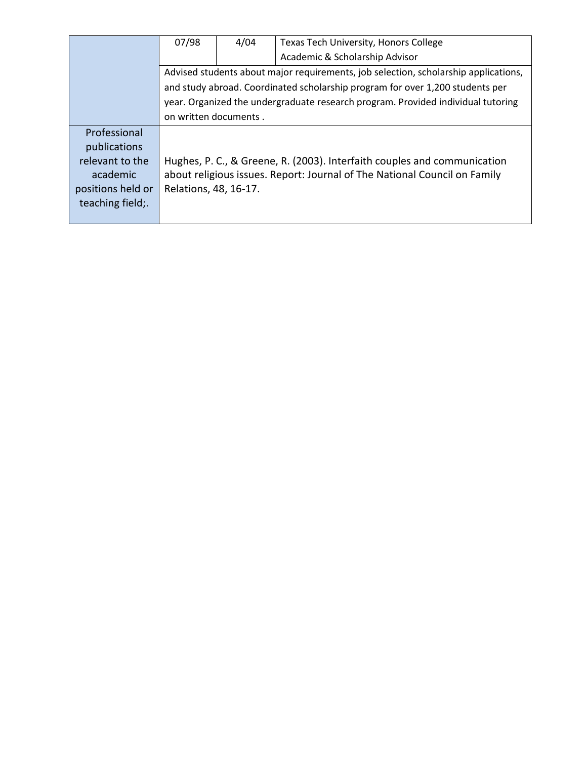| | | | |
|---|---|---|---|
| | 07/98 | 4/04 | Texas Tech University, Honors College<br>Academic & Scholarship Advisor |
| | Advised students about major requirements, job selection, scholarship applications, and study abroad. Coordinated scholarship program for over 1,200 students per year. Organized the undergraduate research program. Provided individual tutoring on written documents . | | |
| Professional publications relevant to the academic positions held or teaching field;. | Hughes, P. C., & Greene, R. (2003). Interfaith couples and communication about religious issues. Report: Journal of The National Council on Family Relations, 48, 16-17. | | |